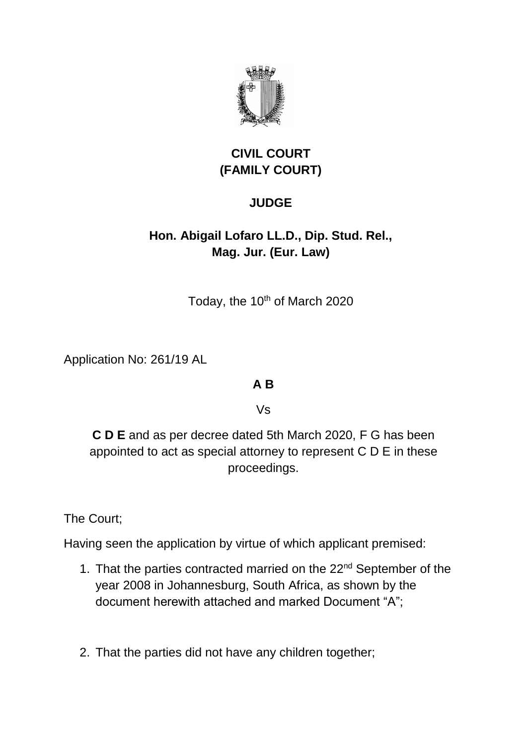# CIVIL COURT
# (FAMILY COURT)

## JUDGE

## Hon. Abigail Lofaro LL.D., Dip. Stud. Rel., Mag. Jur. (Eur. Law)

Today, the 10th of March 2020

Application No: 261/19 AL

**A B**

Vs

**C D E** and as per decree dated 5th March 2020, F G has been appointed to act as special attorney to represent C D E in these proceedings.

The Court;

Having seen the application by virtue of which applicant premised:

1. That the parties contracted married on the 22nd September of the year 2008 in Johannesburg, South Africa, as shown by the document herewith attached and marked Document "A";

2. That the parties did not have any children together;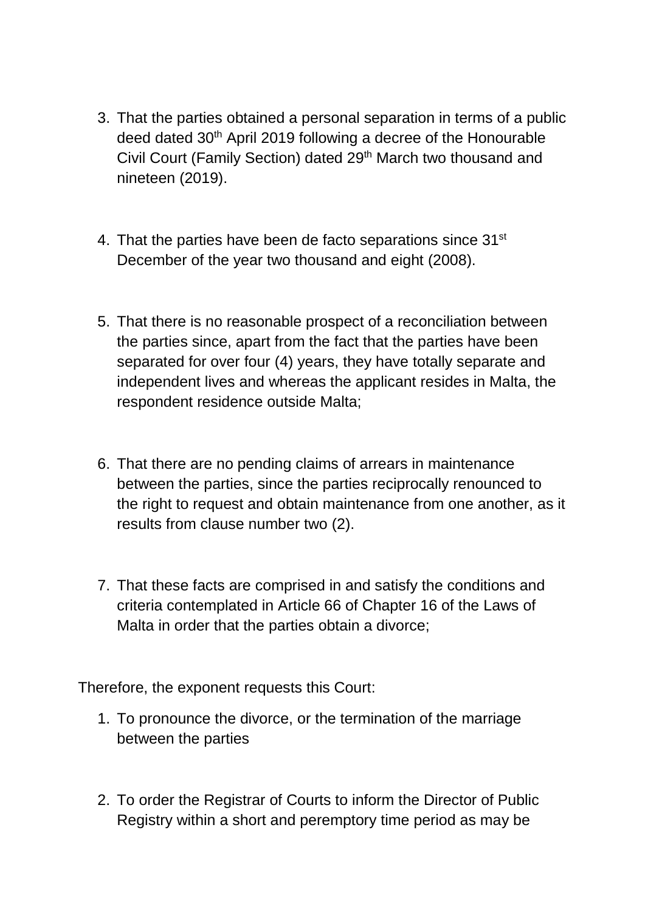3. That the parties obtained a personal separation in terms of a public deed dated 30th April 2019 following a decree of the Honourable Civil Court (Family Section) dated 29th March two thousand and nineteen (2019).

4. That the parties have been de facto separations since 31st December of the year two thousand and eight (2008).

5. That there is no reasonable prospect of a reconciliation between the parties since, apart from the fact that the parties have been separated for over four (4) years, they have totally separate and independent lives and whereas the applicant resides in Malta, the respondent residence outside Malta;

6. That there are no pending claims of arrears in maintenance between the parties, since the parties reciprocally renounced to the right to request and obtain maintenance from one another, as it results from clause number two (2).

7. That these facts are comprised in and satisfy the conditions and criteria contemplated in Article 66 of Chapter 16 of the Laws of Malta in order that the parties obtain a divorce;

Therefore, the exponent requests this Court:

1. To pronounce the divorce, or the termination of the marriage between the parties

2. To order the Registrar of Courts to inform the Director of Public Registry within a short and peremptory time period as may be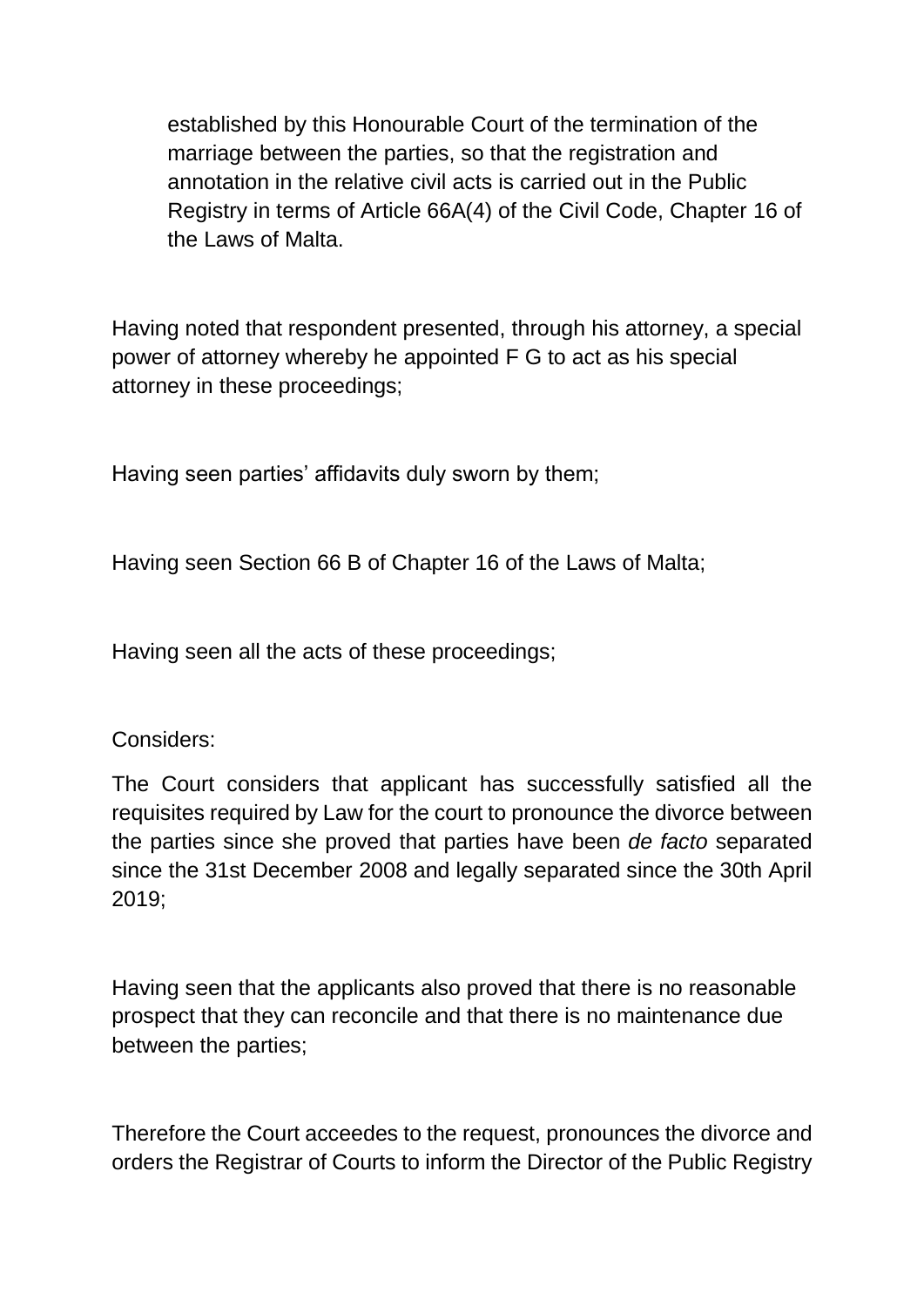established by this Honourable Court of the termination of the marriage between the parties, so that the registration and annotation in the relative civil acts is carried out in the Public Registry in terms of Article 66A(4) of the Civil Code, Chapter 16 of the Laws of Malta.

Having noted that respondent presented, through his attorney, a special power of attorney whereby he appointed F G to act as his special attorney in these proceedings;

Having seen parties' affidavits duly sworn by them;

Having seen Section 66 B of Chapter 16 of the Laws of Malta;

Having seen all the acts of these proceedings;

Considers:

The Court considers that applicant has successfully satisfied all the requisites required by Law for the court to pronounce the divorce between the parties since she proved that parties have been *de facto* separated since the 31st December 2008 and legally separated since the 30th April 2019;

Having seen that the applicants also proved that there is no reasonable prospect that they can reconcile and that there is no maintenance due between the parties;

Therefore the Court acceedes to the request, pronounces the divorce and orders the Registrar of Courts to inform the Director of the Public Registry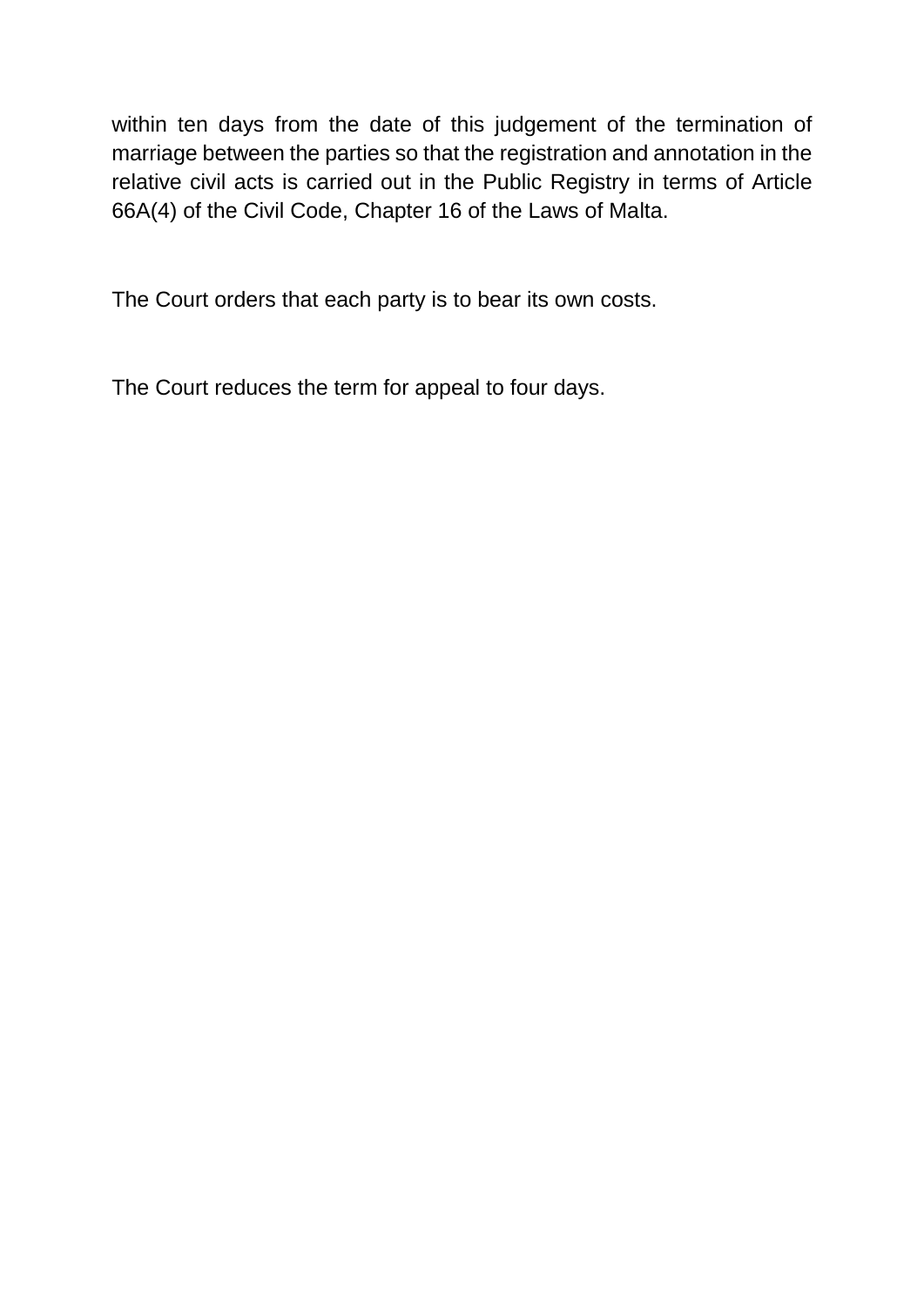within ten days from the date of this judgement of the termination of marriage between the parties so that the registration and annotation in the relative civil acts is carried out in the Public Registry in terms of Article 66A(4) of the Civil Code, Chapter 16 of the Laws of Malta.

The Court orders that each party is to bear its own costs.

The Court reduces the term for appeal to four days.